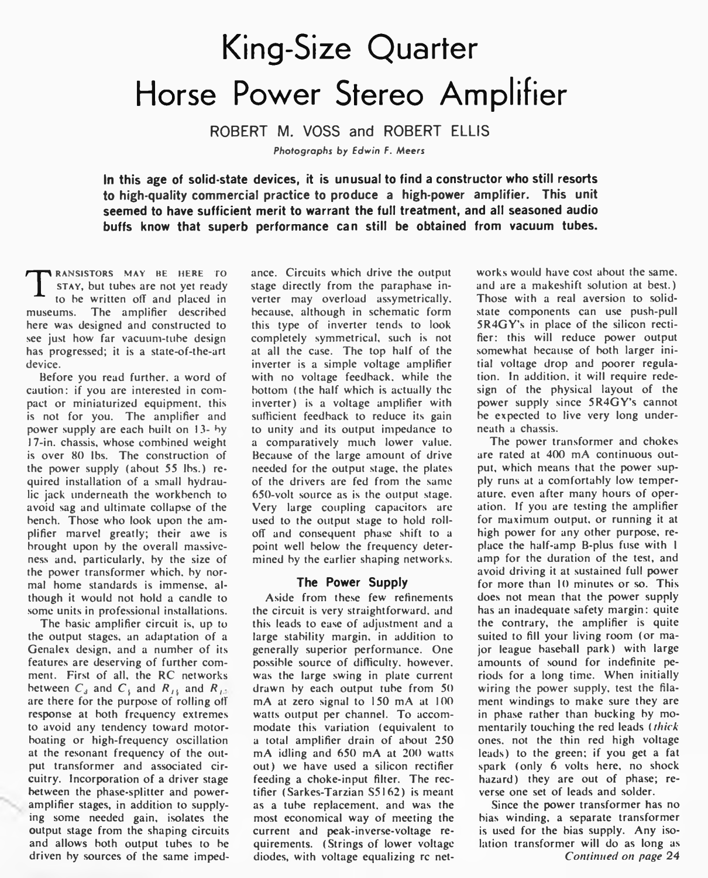# King-Size Quarter Horse Power Stereo Amplifier

ROBERT M. VOSS and ROBERT ELLIS

*Photographs by Edwin F. Meers*

**In this age of solid-state devices, it is unusual to find a constructor who still resorts to high-quality commercial practice to produce a high-power amplifier. This unit seemed to have sufficient merit to warrant the full treatment, and all seasoned audio buffs know that superb performance can still be obtained from vacuum tubes.**

TRANSISTORS MAY BE HERE TO STAY, but tubes are not yet ready to be written off and placed in museums. The amplifier described here was designed and constructed to see just how far vacuum-tube design has progressed; it is a state-of-the-art device.

Before you read further, a word of caution: if you are interested in compact or miniaturized equipment, this is not for you. The amplifier and power supply are each built on 13- by 17-in. chassis, whose combined weight is over 80 lbs. The construction of the power supply (about 55 lbs.) required installation of a small hydraulic jack underneath the workbench to avoid sag and ultimate collapse of the bench. Those who look upon the amplifier marvel greatly; their awe is brought upon by the overall massiveness and, particularly, by the size of the power transformer which, by normal home standards is immense, although it would not hold a candle to some units in professional installations.

The basic amplifier circuit is, up to the output stages, an adaptation of a Genalex design, and a number of its features are deserving of further comment. First of all, the RC networks between $C_3$ and $C_5$ and $R_{15}$ and $R_{13}$ are there for the purpose of rolling off response at both frequency extremes to avoid any tendency toward motorboating or high-frequency oscillation at the resonant frequency of the output transformer and associated circuitry. Incorporation of a driver stage between the phase-splitter and power-amplifier stages, in addition to supplying some needed gain, isolates the output stage from the shaping circuits and allows both output tubes to be driven by sources of the same impedance. Circuits which drive the output stage directly from the paraphase inverter may overload assymetrically, because, although in schematic form this type of inverter tends to look completely symmetrical, such is not at all the case. The top half of the inverter is a simple voltage amplifier with no voltage feedback, while the bottom (the half which is actually the inverter) is a voltage amplifier with sufficient feedback to reduce its gain to unity and its output impedance to a comparatively much lower value. Because of the large amount of drive needed for the output stage, the plates of the drivers are fed from the same 650-volt source as is the output stage. Very large coupling capacitors are used to the output stage to hold roll-off and consequent phase shift to a point well below the frequency determined by the earlier shaping networks.

### The Power Supply

Aside from these few refinements the circuit is very straightforward, and this leads to ease of adjustment and a large stability margin, in addition to generally superior performance. One possible source of difficulty, however, was the large swing in plate current drawn by each output tube from 50 mA at zero signal to 150 mA at 100 watts output per channel. To accommodate this variation (equivalent to a total amplifier drain of about 250 mA idling and 650 mA at 200 watts out) we have used a silicon rectifier feeding a choke-input filter. The rectifier (Sarkes-Tarzian S5162) is meant as a tube replacement, and was the most economical way of meeting the current and peak-inverse-voltage requirements. (Strings of lower voltage diodes, with voltage equalizing rc networks would have cost about the same, and are a makeshift solution at best.) Those with a real aversion to solid-state components can use push-pull 5R4GY's in place of the silicon rectifier: this will reduce power output somewhat because of both larger initial voltage drop and poorer regulation. In addition, it will require redesign of the physical layout of the power supply since 5R4GY's cannot be expected to live very long underneath a chassis.

The power transformer and chokes are rated at 400 mA continuous output, which means that the power supply runs at a comfortably low temperature, even after many hours of operation. If you are testing the amplifier for maximum output, or running it at high power for any other purpose, replace the half-amp B-plus fuse with 1 amp for the duration of the test, and avoid driving it at sustained full power for more than 10 minutes or so. This does not mean that the power supply has an inadequate safety margin: quite the contrary, the amplifier is quite suited to fill your living room (or major league baseball park) with large amounts of sound for indefinite periods for a long time. When initially wiring the power supply, test the filament windings to make sure they are in phase rather than bucking by momentarily touching the red leads (*thick* ones, not the thin red high voltage leads) to the green; if you get a fat spark (only 6 volts here, no shock hazard) they are out of phase; reverse one set of leads and solder.

Since the power transformer has no bias winding, a separate transformer is used for the bias supply. Any isolation transformer will do as long as

*Continued on page 24*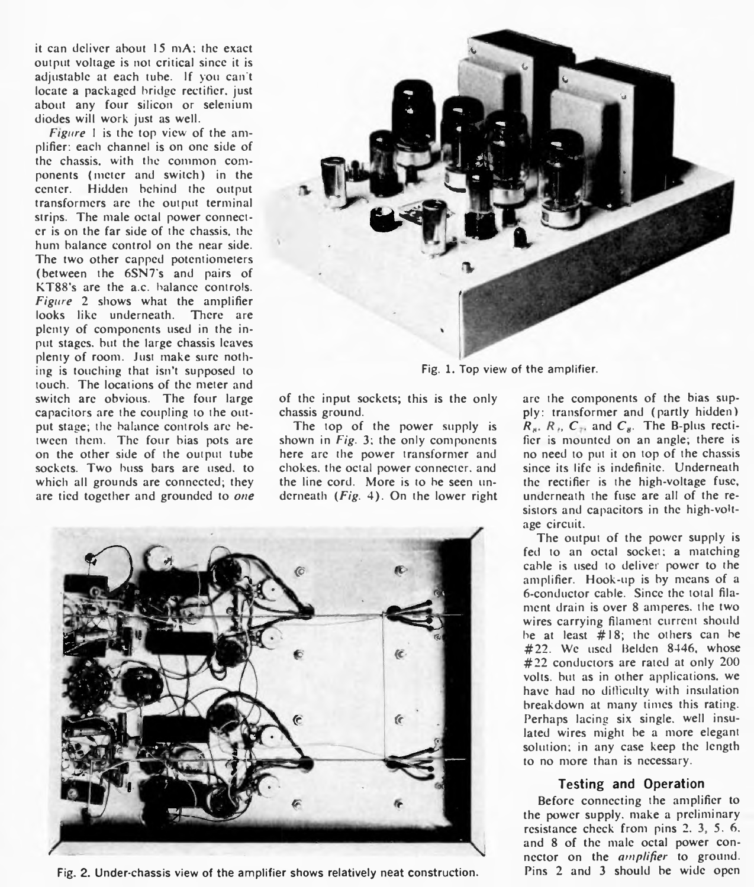it can deliver about 15 mA; the exact output voltage is not critical since it is adjustable at each tube. If you can't locate a packaged bridge rectifier, just about any four silicon or selenium diodes will work just as well.

*Figure* 1 is the top view of the amplifier: each channel is on one side of the chassis, with the common components (meter and switch) in the center. Hidden behind the output transformers are the output terminal strips. The male octal power connecter is on the far side of the chassis, the hum balance control on the near side. The two other capped potentiometers (between the 6SN7's and pairs of KT88's are the a.c. balance controls. *Figure* 2 shows what the amplifier looks like underneath. There are plenty of components used in the input stages, but the large chassis leaves plenty of room. Just make sure nothing is touching that isn't supposed to touch. The locations of the meter and switch are obvious. The four large capacitors are the coupling to the output stage; the balance controls are between them. The four bias pots are on the other side of the output tube sockets. Two buss bars are used, to which all grounds are connected; they are tied together and grounded to *one* of the input sockets; this is the only chassis ground.

Fig. 1. Top view of the amplifier.

The top of the power supply is shown in *Fig.* 3; the only components here are the power transformer and chokes, the octal power connecter, and the line cord. More is to be seen underneath (*Fig.* 4). On the lower right are the components of the bias supply: transformer and (partly hidden) $R_8$, $R_7$, $C_7$, and $C_8$. The B-plus rectifier is mounted on an angle; there is no need to put it on top of the chassis since its life is indefinite. Underneath the rectifier is the high-voltage fuse, underneath the fuse are all of the resistors and capacitors in the high-voltage circuit.

The output of the power supply is fed to an octal socket; a matching cable is used to deliver power to the amplifier. Hook-up is by means of a 6-conductor cable. Since the total filament drain is over 8 amperes, the two wires carrying filament current should be at least #18; the others can be #22. We used Belden 8446, whose #22 conductors are rated at only 200 volts, but as in other applications, we have had no difficulty with insulation breakdown at many times this rating. Perhaps lacing six single, well insulated wires might be a more elegant solution; in any case keep the length to no more than is necessary.

Fig. 2. Under-chassis view of the amplifier shows relatively neat construction.

### Testing and Operation

Before connecting the amplifier to the power supply, make a preliminary resistance check from pins 2, 3, 5, 6, and 8 of the male octal power connector on the *amplifier* to ground. Pins 2 and 3 should be wide open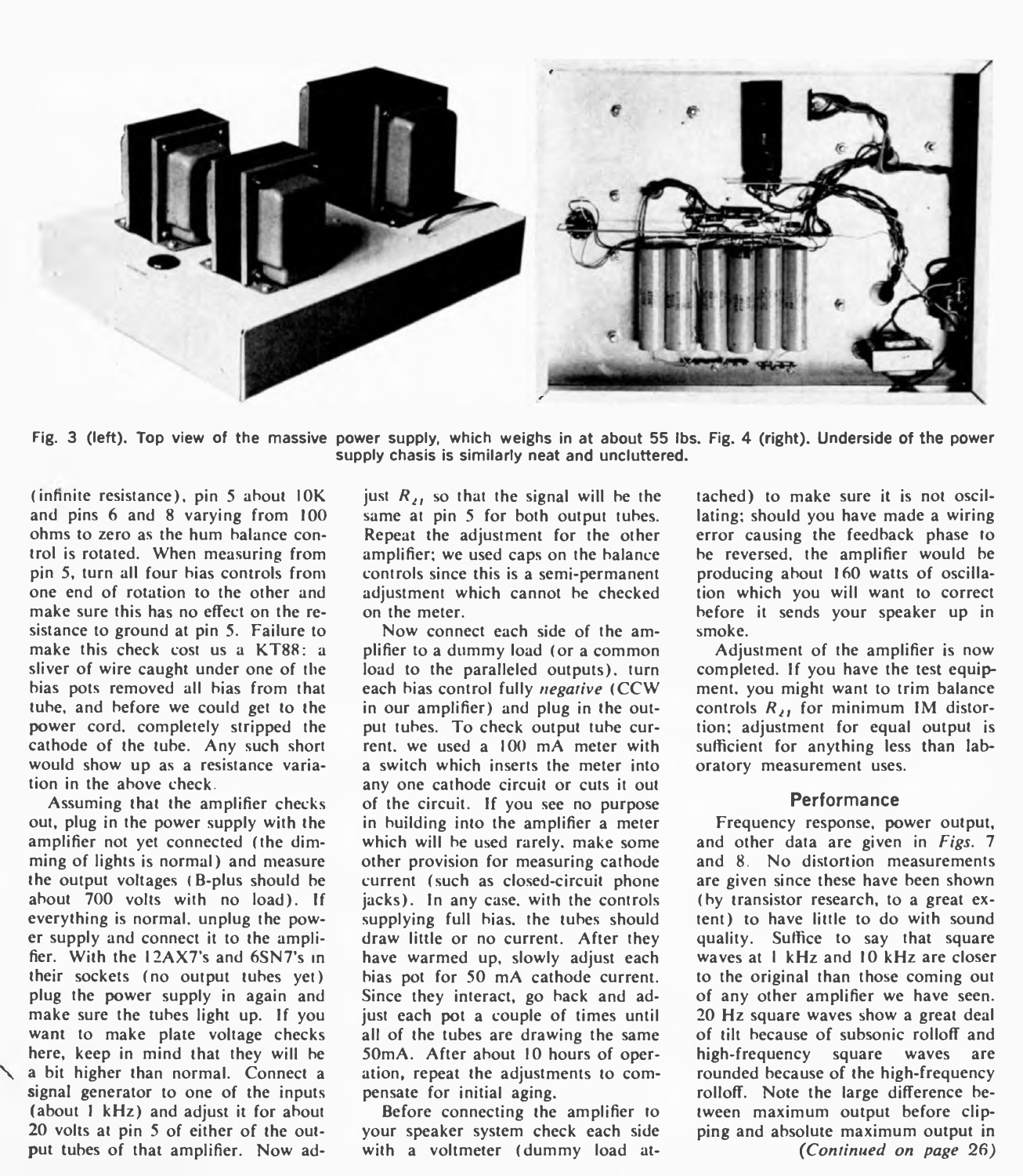Fig. 3 (left). Top view of the massive power supply, which weighs in at about 55 lbs. Fig. 4 (right). Underside of the power supply chasis is similarly neat and uncluttered.

(infinite resistance), pin 5 about 10K and pins 6 and 8 varying from 100 ohms to zero as the hum balance control is rotated. When measuring from pin 5, turn all four bias controls from one end of rotation to the other and make sure this has no effect on the resistance to ground at pin 5. Failure to make this check cost us a KT88: a sliver of wire caught under one of the bias pots removed all bias from that tube, and before we could get to the power cord, completely stripped the cathode of the tube. Any such short would show up as a resistance variation in the above check.

Assuming that the amplifier checks out, plug in the power supply with the amplifier not yet connected (the dimming of lights is normal) and measure the output voltages (B-plus should be about 700 volts with no load). If everything is normal, unplug the power supply and connect it to the amplifier. With the 12AX7's and 6SN7's in their sockets (no output tubes yet) plug the power supply in again and make sure the tubes light up. If you want to make plate voltage checks here, keep in mind that they will be a bit higher than normal. Connect a signal generator to one of the inputs (about 1 kHz) and adjust it for about 20 volts at pin 5 of either of the output tubes of that amplifier. Now adjust $R_{21}$ so that the signal will be the same at pin 5 for both output tubes. Repeat the adjustment for the other amplifier; we used caps on the balance controls since this is a semi-permanent adjustment which cannot be checked on the meter.

Now connect each side of the amplifier to a dummy load (or a common load to the paralleled outputs), turn each bias control fully *negative* (CCW in our amplifier) and plug in the output tubes. To check output tube current, we used a 100 mA meter with a switch which inserts the meter into any one cathode circuit or cuts it out of the circuit. If you see no purpose in building into the amplifier a meter which will be used rarely, make some other provision for measuring cathode current (such as closed-circuit phone jacks). In any case, with the controls supplying full bias, the tubes should draw little or no current. After they have warmed up, slowly adjust each bias pot for 50 mA cathode current. Since they interact, go back and adjust each pot a couple of times until all of the tubes are drawing the same 50mA. After about 10 hours of operation, repeat the adjustments to compensate for initial aging.

Before connecting the amplifier to your speaker system check each side with a voltmeter (dummy load attached) to make sure it is not oscillating; should you have made a wiring error causing the feedback phase to be reversed, the amplifier would be producing about 160 watts of oscillation which you will want to correct before it sends your speaker up in smoke.

Adjustment of the amplifier is now completed. If you have the test equipment, you might want to trim balance controls $R_{21}$ for minimum IM distortion; adjustment for equal output is sufficient for anything less than laboratory measurement uses.

## Performance

Frequency response, power output, and other data are given in *Figs.* 7 and 8. No distortion measurements are given since these have been shown (by transistor research, to a great extent) to have little to do with sound quality. Suffice to say that square waves at 1 kHz and 10 kHz are closer to the original than those coming out of any other amplifier we have seen. 20 Hz square waves show a great deal of tilt because of subsonic rolloff and high-frequency square waves are rounded because of the high-frequency rolloff. Note the large difference between maximum output before clipping and absolute maximum output in

*(Continued on page 26)*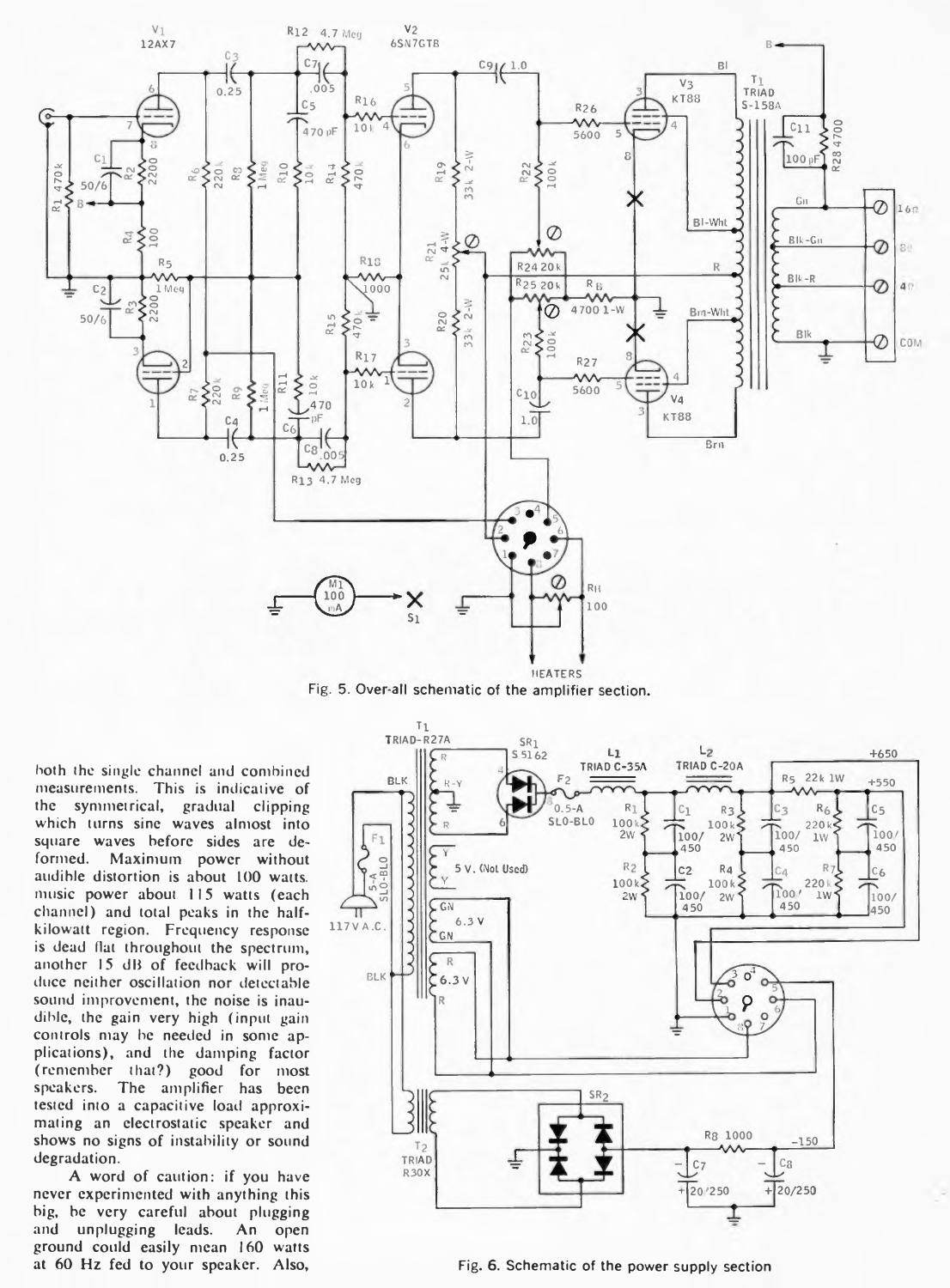Fig. 5. Over-all schematic of the amplifier section.

both the single channel and combined measurements. This is indicative of the symmetrical, gradual clipping which turns sine waves almost into square waves before sides are deformed. Maximum power without audible distortion is about 100 watts, music power about 115 watts (each channel) and total peaks in the half-kilowatt region. Frequency response is dead flat throughout the spectrum, another 15 dB of feedback will produce neither oscillation nor detectable sound improvement, the noise is inaudible, the gain very high (input gain controls may be needed in some applications), and the damping factor (remember that?) good for most speakers. The amplifier has been tested into a capacitive load approximating an electrostatic speaker and shows no signs of instability or sound degradation.

A word of caution: if you have never experimented with anything this big, be very careful about plugging and unplugging leads. An open ground could easily mean 160 watts at 60 Hz fed to your speaker. Also,

Fig. 6. Schematic of the power supply section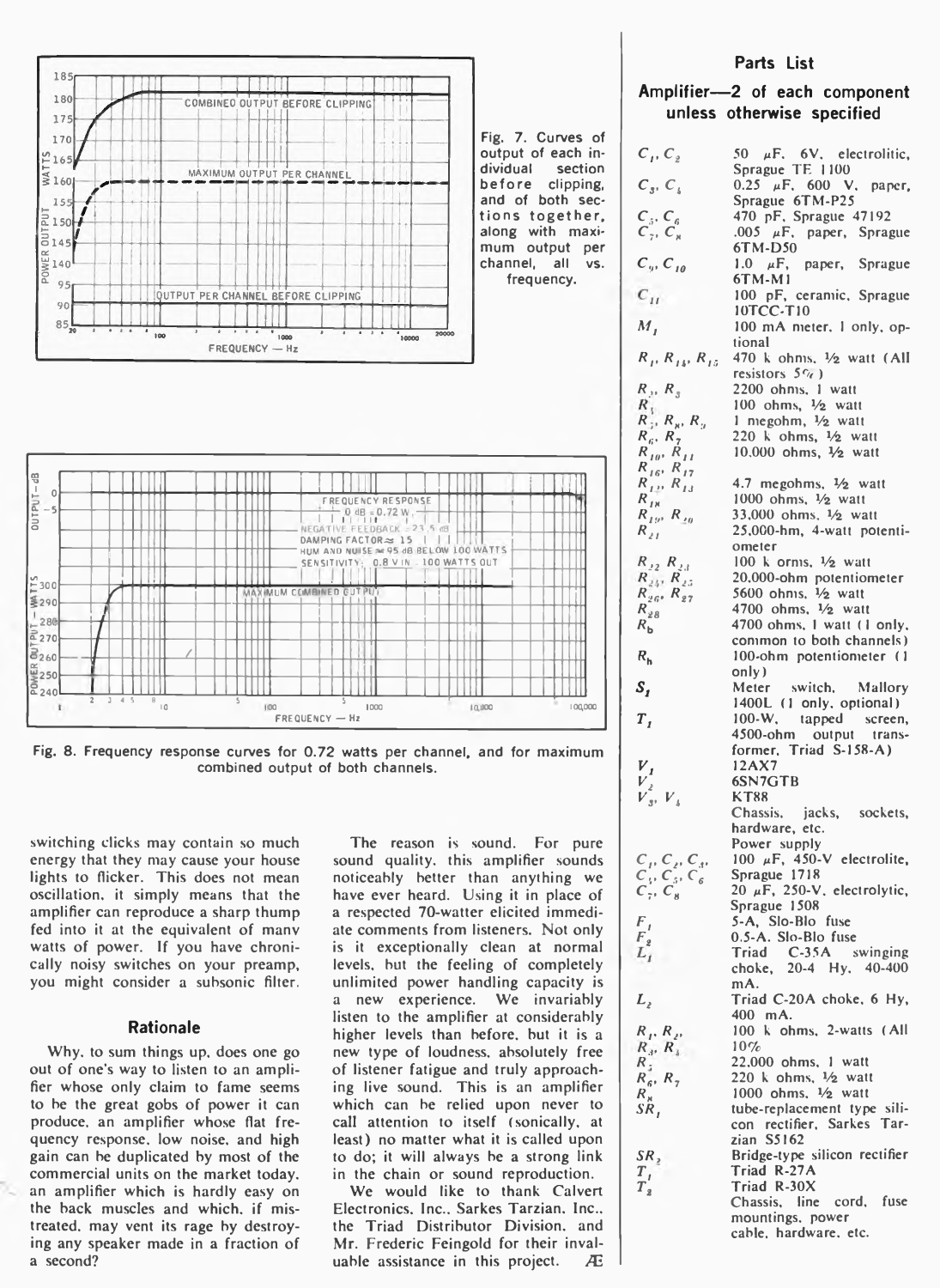185
180
175
170
165
160
155
150
145
140
95
90
85

POWER OUTPUT — WATTS

COMBINED OUTPUT BEFORE CLIPPING

MAXIMUM OUTPUT PER CHANNEL

OUTPUT PER CHANNEL BEFORE CLIPPING

20 100 1000 10000 20000

FREQUENCY — Hz

Fig. 7. Curves of output of each individual section before clipping, and of both sections together, along with maximum output per channel, all vs. frequency.

OUTPUT – dB

0
-5

FREQUENCY RESPONSE
0 dB = 0.72 W
NEGATIVE FEEDBACK = 23.5 dB
DAMPING FACTOR ≈ 15
HUM AND NOISE ≈ 95 dB BELOW 100 WATTS
SENSITIVITY: 0.8 V IN - 100 WATTS OUT

POWER OUTPUT – WATTS

300
290
280
270
260
250
240

MAXIMUM COMBINED OUTPUT

1 2 3 4 5 10 100 1000 10,000 100,000

FREQUENCY — Hz

Fig. 8. Frequency response curves for 0.72 watts per channel, and for maximum combined output of both channels.

switching clicks may contain so much energy that they may cause your house lights to flicker. This does not mean oscillation, it simply means that the amplifier can reproduce a sharp thump fed into it at the equivalent of many watts of power. If you have chronically noisy switches on your preamp, you might consider a subsonic filter.

### Rationale

Why, to sum things up, does one go out of one's way to listen to an amplifier whose only claim to fame seems to be the great gobs of power it can produce, an amplifier whose flat frequency response, low noise, and high gain can be duplicated by most of the commercial units on the market today, an amplifier which is hardly easy on the back muscles and which, if mistreated, may vent its rage by destroying any speaker made in a fraction of a second?

The reason is sound. For pure sound quality, this amplifier sounds noticeably better than anything we have ever heard. Using it in place of a respected 70-watter elicited immediate comments from listeners. Not only is it exceptionally clean at normal levels, but the feeling of completely unlimited power handling capacity is a new experience. We invariably listen to the amplifier at considerably higher levels than before, but it is a new type of loudness, absolutely free of listener fatigue and truly approaching live sound. This is an amplifier which can be relied upon never to call attention to itself (sonically, at least) no matter what it is called upon to do; it will always be a strong link in the chain or sound reproduction.

We would like to thank Calvert Electronics, Inc., Sarkes Tarzian, Inc., the Triad Distributor Division, and Mr. Frederic Feingold for their invaluable assistance in this project. Æ

## Parts List

### Amplifier—2 of each component unless otherwise specified

| | |
|---|---|
| $C_1, C_2$ | 50 µF, 6V, electrolitic, Sprague TE 1100 |
| $C_3, C_4$ | 0.25 µF, 600 V, paper, Sprague 6TM-P25 |
| $C_5, C_6$ | 470 pF, Sprague 47192 |
| $C_7, C_8$ | .005 µF, paper, Sprague 6TM-D50 |
| $C_9, C_{10}$ | 1.0 µF, paper, Sprague 6TM-M1 |
| $C_{11}$ | 100 pF, ceramic, Sprague 10TCC-T10 |
| $M_1$ | 100 mA meter, 1 only, optional |
| $R_1, R_{14}, R_{15}$ | 470 k ohms, ½ watt (All resistors 5%) |
| $R_2, R_3$ | 2200 ohms, 1 watt |
| $R_4$ | 100 ohms, ½ watt |
| $R_5, R_8, R_9$ | 1 megohm, ½ watt |
| $R_6, R_7$ | 220 k ohms, ½ watt |
| $R_{10}, R_{11}$ $R_{16}, R_{17}$ | 10,000 ohms, ½ watt |
| $R_{12}, R_{13}$ | 4.7 megohms, ½ watt |
| $R_{18}$ | 1000 ohms, ½ watt |
| $R_{19}, R_{20}$ | 33,000 ohms, ½ watt |
| $R_{21}$ | 25,000-hm, 4-watt potentiometer |
| $R_{22}, R_{23}$ | 100 k orms, ½ watt |
| $R_{24}, R_{25}$ | 20,000-ohm potentiometer |
| $R_{26}, R_{27}$ | 5600 ohms, ½ watt |
| $R_{28}$ | 4700 ohms, ½ watt |
| $R_b$ | 4700 ohms, 1 watt (1 only, common to both channels) |
| $R_h$ | 100-ohm potentiometer (1 only) |
| $S_1$ | Meter switch, Mallory 1400L (1 only, optional) |
| $T_1$ | 100-W, tapped screen, 4500-ohm output transformer, Triad S-158-A) |
| $V_1$ | 12AX7 |
| $V_2$ | 6SN7GTB |
| $V_3, V_4$ | KT88 |
| | Chassis, jacks, sockets, hardware, etc. |
| | Power supply |
| $C_1, C_2, C_3, C_4, C_5, C_6$ | 100 µF, 450-V electrolite, Sprague 1718 |
| $C_7, C_8$ | 20 µF, 250-V, electrolytic, Sprague 1508 |
| $F_1$ | 5-A, Slo-Blo fuse |
| $F_2$ | 0.5-A, Slo-Blo fuse |
| $L_1$ | Triad C-35A swinging choke, 20-4 Hy, 40-400 mA. |
| $L_2$ | Triad C-20A choke, 6 Hy, 400 mA. |
| $R_1, R_2, R_3, R_4$ | 100 k ohms, 2-watts (All 10% |
| $R_5$ | 22,000 ohms, 1 watt |
| $R_6, R_7$ | 220 k ohms, ½ watt |
| $R_8$ | 1000 ohms, ½ watt |
| $SR_1$ | tube-replacement type silicon rectifier, Sarkes Tarzian S5162 |
| $SR_2$ | Bridge-type silicon rectifier |
| $T_1$ | Triad R-27A |
| $T_2$ | Triad R-30X |
| | Chassis, line cord, fuse mountings, power cable, hardware, etc. |